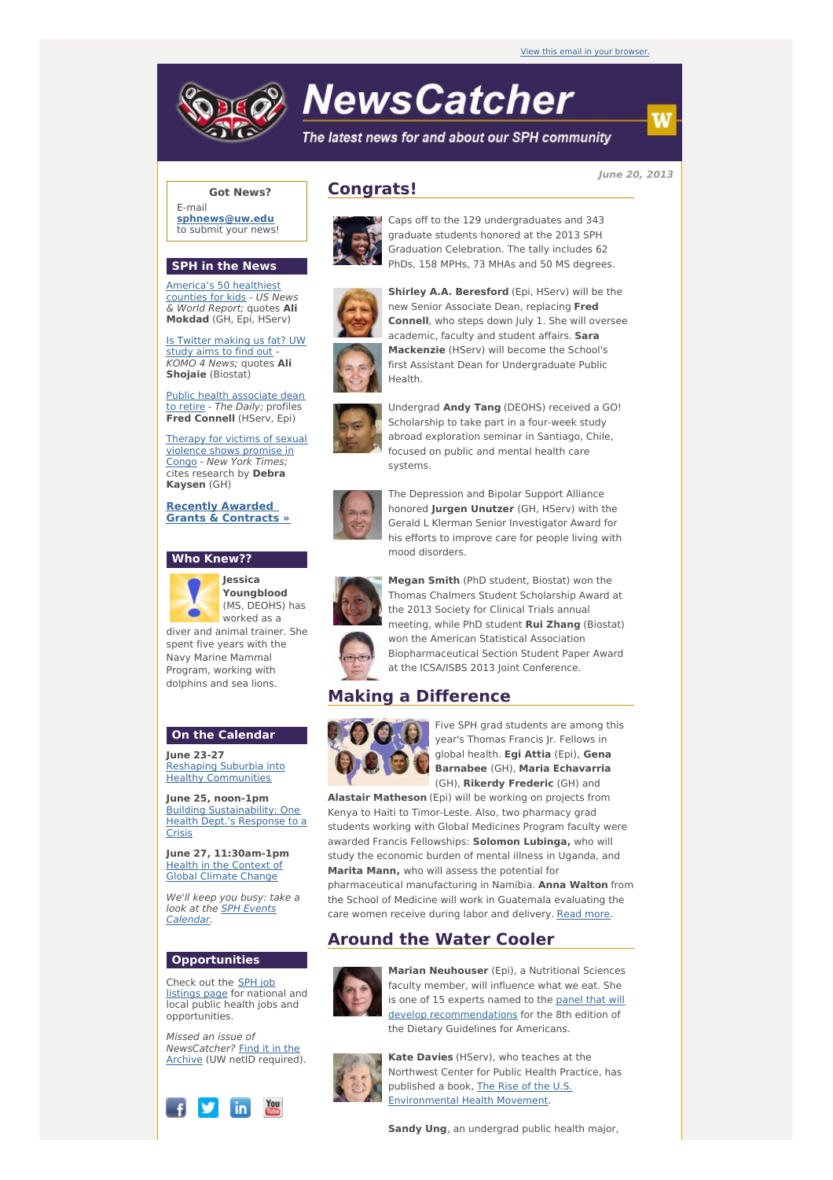View this email in your browser.

# NewsCatcher

*The latest news for and about our SPH community*

**June 20, 2013**

**Got News?**

E-mail **sphnews@uw.edu** to submit your news!

## SPH in the News

America's 50 healthiest counties for kids - *US News & World Report;* quotes **Ali Mokdad** (GH, Epi, HServ)

Is Twitter making us fat? UW study aims to find out - *KOMO 4 News;* quotes **Ali Shojaie** (Biostat)

Public health associate dean to retire - *The Daily;* profiles **Fred Connell** (HServ, Epi)

Therapy for victims of sexual violence shows promise in Congo - *New York Times;* cites research by **Debra Kaysen** (GH)

**Recently Awarded Grants & Contracts »**

## Who Knew??

**Jessica Youngblood** (MS, DEOHS) has worked as a diver and animal trainer. She spent five years with the Navy Marine Mammal Program, working with dolphins and sea lions.

## On the Calendar

**June 23-27**
Reshaping Suburbia into Healthy Communities

**June 25, noon-1pm**
Building Sustainability: One Health Dept.'s Response to a Crisis

**June 27, 11:30am-1pm**
Health in the Context of Global Climate Change

*We'll keep you busy: take a look at the SPH Events Calendar.*

## Opportunities

Check out the SPH job listings page for national and local public health jobs and opportunities.

*Missed an issue of NewsCatcher?* Find it in the Archive (UW netID required).

## Congrats!

Caps off to the 129 undergraduates and 343 graduate students honored at the 2013 SPH Graduation Celebration. The tally includes 62 PhDs, 158 MPHs, 73 MHAs and 50 MS degrees.

**Shirley A.A. Beresford** (Epi, HServ) will be the new Senior Associate Dean, replacing **Fred Connell**, who steps down July 1. She will oversee academic, faculty and student affairs. **Sara Mackenzie** (HServ) will become the School's first Assistant Dean for Undergraduate Public Health.

Undergrad **Andy Tang** (DEOHS) received a GO! Scholarship to take part in a four-week study abroad exploration seminar in Santiago, Chile, focused on public and mental health care systems.

The Depression and Bipolar Support Alliance honored **Jurgen Unutzer** (GH, HServ) with the Gerald L Klerman Senior Investigator Award for his efforts to improve care for people living with mood disorders.

**Megan Smith** (PhD student, Biostat) won the Thomas Chalmers Student Scholarship Award at the 2013 Society for Clinical Trials annual meeting, while PhD student **Rui Zhang** (Biostat) won the American Statistical Association Biopharmaceutical Section Student Paper Award at the ICSA/ISBS 2013 Joint Conference.

## Making a Difference

Five SPH grad students are among this year's Thomas Francis Jr. Fellows in global health. **Egi Attia** (Epi), **Gena Barnabee** (GH), **Maria Echavarria** (GH), **Rikerdy Frederic** (GH) and **Alastair Matheson** (Epi) will be working on projects from Kenya to Haiti to Timor-Leste. Also, two pharmacy grad students working with Global Medicines Program faculty were awarded Francis Fellowships: **Solomon Lubinga,** who will study the economic burden of mental illness in Uganda, and **Marita Mann,** who will assess the potential for pharmaceutical manufacturing in Namibia. **Anna Walton** from the School of Medicine will work in Guatemala evaluating the care women receive during labor and delivery. Read more.

## Around the Water Cooler

**Marian Neuhouser** (Epi), a Nutritional Sciences faculty member, will influence what we eat. She is one of 15 experts named to the panel that will develop recommendations for the 8th edition of the Dietary Guidelines for Americans.

**Kate Davies** (HServ), who teaches at the Northwest Center for Public Health Practice, has published a book, The Rise of the U.S. Environmental Health Movement.

**Sandy Ung**, an undergrad public health major,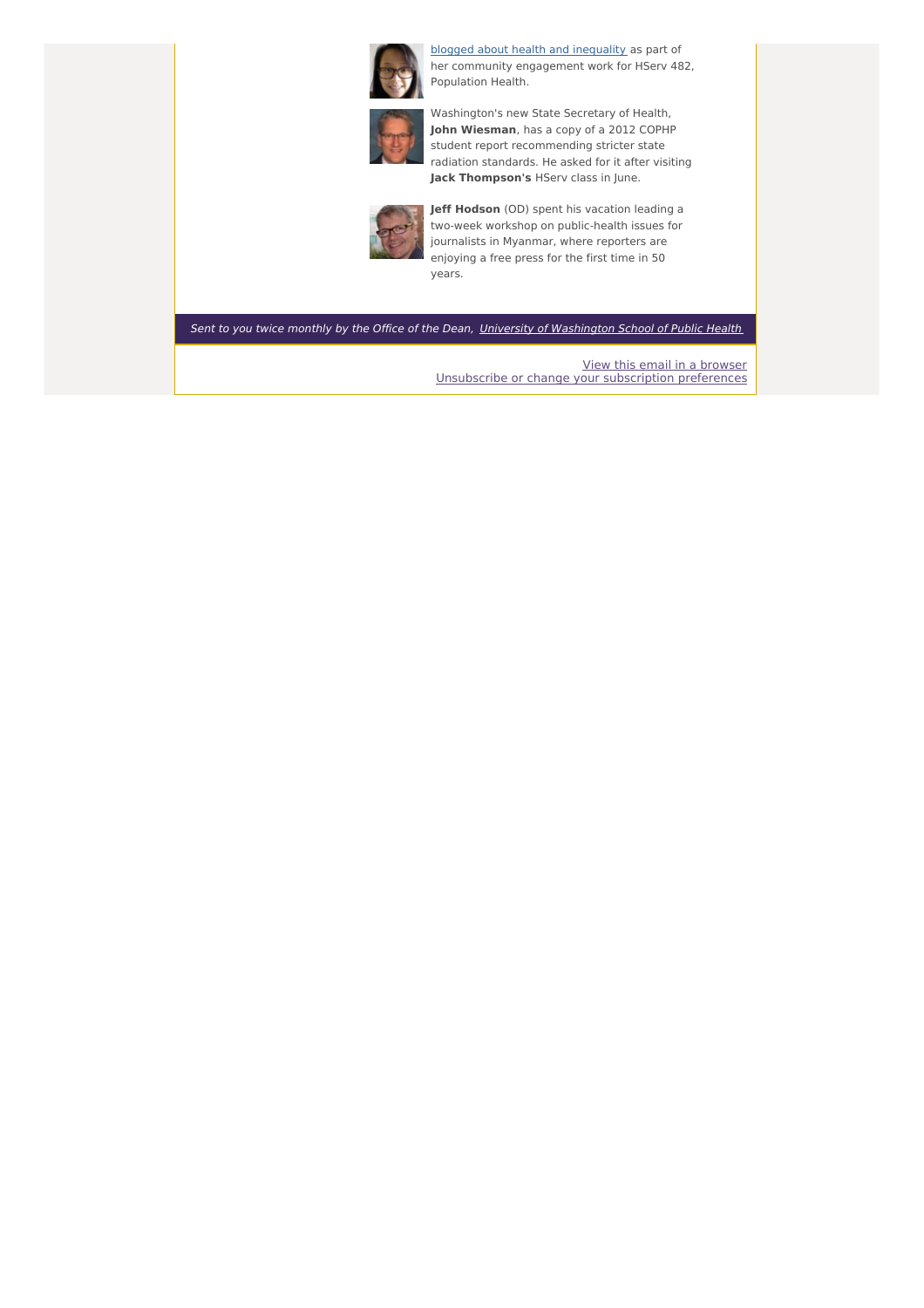blogged about health and inequality as part of her community engagement work for HServ 482, Population Health.

Washington's new State Secretary of Health, **John Wiesman**, has a copy of a 2012 COPHP student report recommending stricter state radiation standards. He asked for it after visiting **Jack Thompson's** HServ class in June.

**Jeff Hodson** (OD) spent his vacation leading a two-week workshop on public-health issues for journalists in Myanmar, where reporters are enjoying a free press for the first time in 50 years.

*Sent to you twice monthly by the Office of the Dean, University of Washington School of Public Health*

View this email in a browser
Unsubscribe or change your subscription preferences